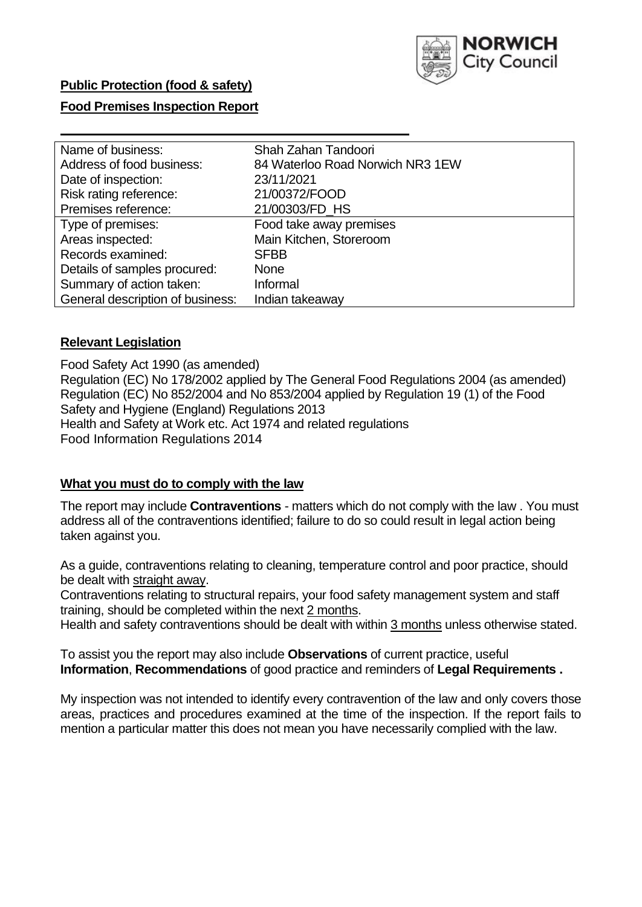**Public Protection (food & safety)**

**Food Premises Inspection Report**

| Name of business: | Shah Zahan Tandoori |
|---|---|
| Address of food business: | 84 Waterloo Road Norwich NR3 1EW |
| Date of inspection: | 23/11/2021 |
| Risk rating reference: | 21/00372/FOOD |
| Premises reference: | 21/00303/FD_HS |
| Type of premises: | Food take away premises |
| Areas inspected: | Main Kitchen, Storeroom |
| Records examined: | SFBB |
| Details of samples procured: | None |
| Summary of action taken: | Informal |
| General description of business: | Indian takeaway |

## Relevant Legislation

Food Safety Act 1990 (as amended)
Regulation (EC) No 178/2002 applied by The General Food Regulations 2004 (as amended)
Regulation (EC) No 852/2004 and No 853/2004 applied by Regulation 19 (1) of the Food Safety and Hygiene (England) Regulations 2013
Health and Safety at Work etc. Act 1974 and related regulations
Food Information Regulations 2014

## What you must do to comply with the law

The report may include **Contraventions** - matters which do not comply with the law . You must address all of the contraventions identified; failure to do so could result in legal action being taken against you.

As a guide, contraventions relating to cleaning, temperature control and poor practice, should be dealt with straight away.

Contraventions relating to structural repairs, your food safety management system and staff training, should be completed within the next 2 months.

Health and safety contraventions should be dealt with within 3 months unless otherwise stated.

To assist you the report may also include **Observations** of current practice, useful **Information**, **Recommendations** of good practice and reminders of **Legal Requirements .**

My inspection was not intended to identify every contravention of the law and only covers those areas, practices and procedures examined at the time of the inspection. If the report fails to mention a particular matter this does not mean you have necessarily complied with the law.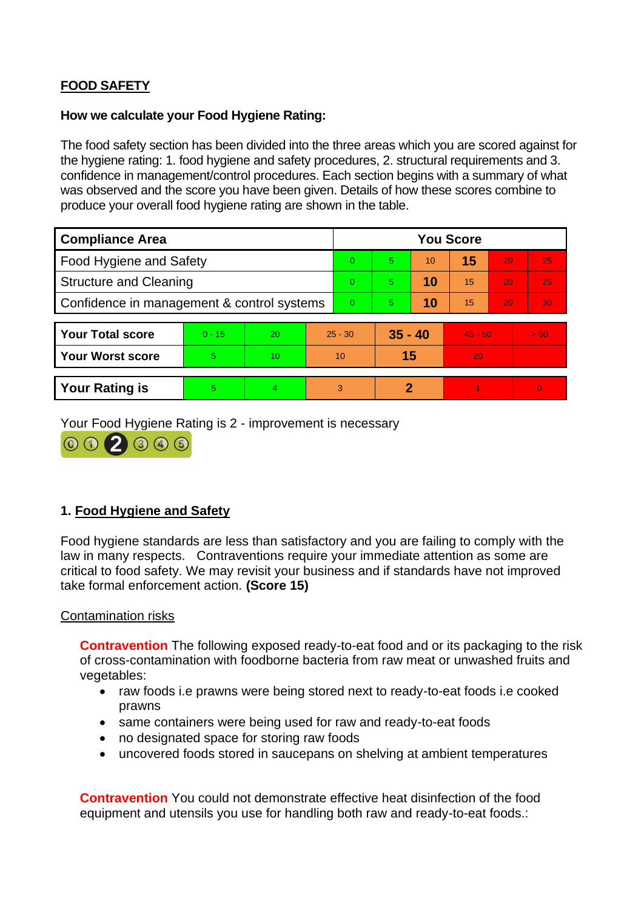## FOOD SAFETY

**How we calculate your Food Hygiene Rating:**

The food safety section has been divided into the three areas which you are scored against for the hygiene rating: 1. food hygiene and safety procedures, 2. structural requirements and 3. confidence in management/control procedures. Each section begins with a summary of what was observed and the score you have been given. Details of how these scores combine to produce your overall food hygiene rating are shown in the table.

| Compliance Area | You Score | | | | | |
|---|---|---|---|---|---|---|
| Food Hygiene and Safety | 0 | 5 | 10 | **15** | 20 | 25 |
| Structure and Cleaning | 0 | 5 | **10** | 15 | 20 | 25 |
| Confidence in management & control systems | 0 | 5 | **10** | 15 | 20 | 30 |

| | | | | | | |
|---|---|---|---|---|---|---|
| **Your Total score** | 0 - 15 | 20 | 25 - 30 | **35 - 40** | 45 - 50 | > 50 |
| **Your Worst score** | 5 | 10 | 10 | **15** | 20 | - |
| **Your Rating is** | 5 | 4 | 3 | **2** | 1 | 0 |

Your Food Hygiene Rating is 2 - improvement is necessary

## 1. Food Hygiene and Safety

Food hygiene standards are less than satisfactory and you are failing to comply with the law in many respects. Contraventions require your immediate attention as some are critical to food safety. We may revisit your business and if standards have not improved take formal enforcement action. **(Score 15)**

### Contamination risks

**Contravention** The following exposed ready-to-eat food and or its packaging to the risk of cross-contamination with foodborne bacteria from raw meat or unwashed fruits and vegetables:

- raw foods i.e prawns were being stored next to ready-to-eat foods i.e cooked prawns
- same containers were being used for raw and ready-to-eat foods
- no designated space for storing raw foods
- uncovered foods stored in saucepans on shelving at ambient temperatures

**Contravention** You could not demonstrate effective heat disinfection of the food equipment and utensils you use for handling both raw and ready-to-eat foods.: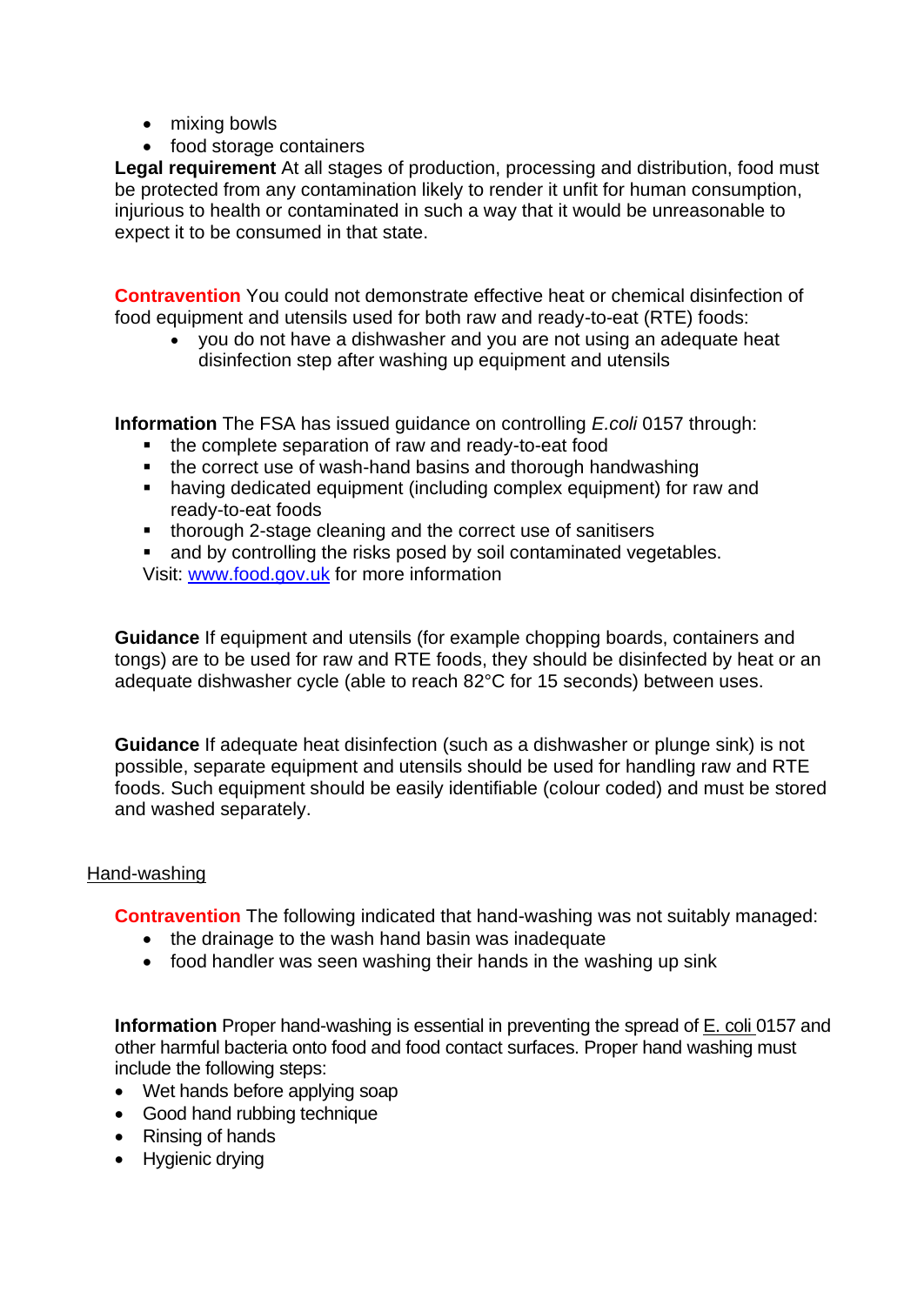- mixing bowls
- food storage containers

**Legal requirement** At all stages of production, processing and distribution, food must be protected from any contamination likely to render it unfit for human consumption, injurious to health or contaminated in such a way that it would be unreasonable to expect it to be consumed in that state.

**Contravention** You could not demonstrate effective heat or chemical disinfection of food equipment and utensils used for both raw and ready-to-eat (RTE) foods:

- you do not have a dishwasher and you are not using an adequate heat disinfection step after washing up equipment and utensils

**Information** The FSA has issued guidance on controlling *E.coli* 0157 through:

- the complete separation of raw and ready-to-eat food
- the correct use of wash-hand basins and thorough handwashing
- having dedicated equipment (including complex equipment) for raw and ready-to-eat foods
- thorough 2-stage cleaning and the correct use of sanitisers
- and by controlling the risks posed by soil contaminated vegetables.

Visit: www.food.gov.uk for more information

**Guidance** If equipment and utensils (for example chopping boards, containers and tongs) are to be used for raw and RTE foods, they should be disinfected by heat or an adequate dishwasher cycle (able to reach 82°C for 15 seconds) between uses.

**Guidance** If adequate heat disinfection (such as a dishwasher or plunge sink) is not possible, separate equipment and utensils should be used for handling raw and RTE foods. Such equipment should be easily identifiable (colour coded) and must be stored and washed separately.

Hand-washing

**Contravention** The following indicated that hand-washing was not suitably managed:

- the drainage to the wash hand basin was inadequate
- food handler was seen washing their hands in the washing up sink

**Information** Proper hand-washing is essential in preventing the spread of E. coli 0157 and other harmful bacteria onto food and food contact surfaces. Proper hand washing must include the following steps:

- Wet hands before applying soap
- Good hand rubbing technique
- Rinsing of hands
- Hygienic drying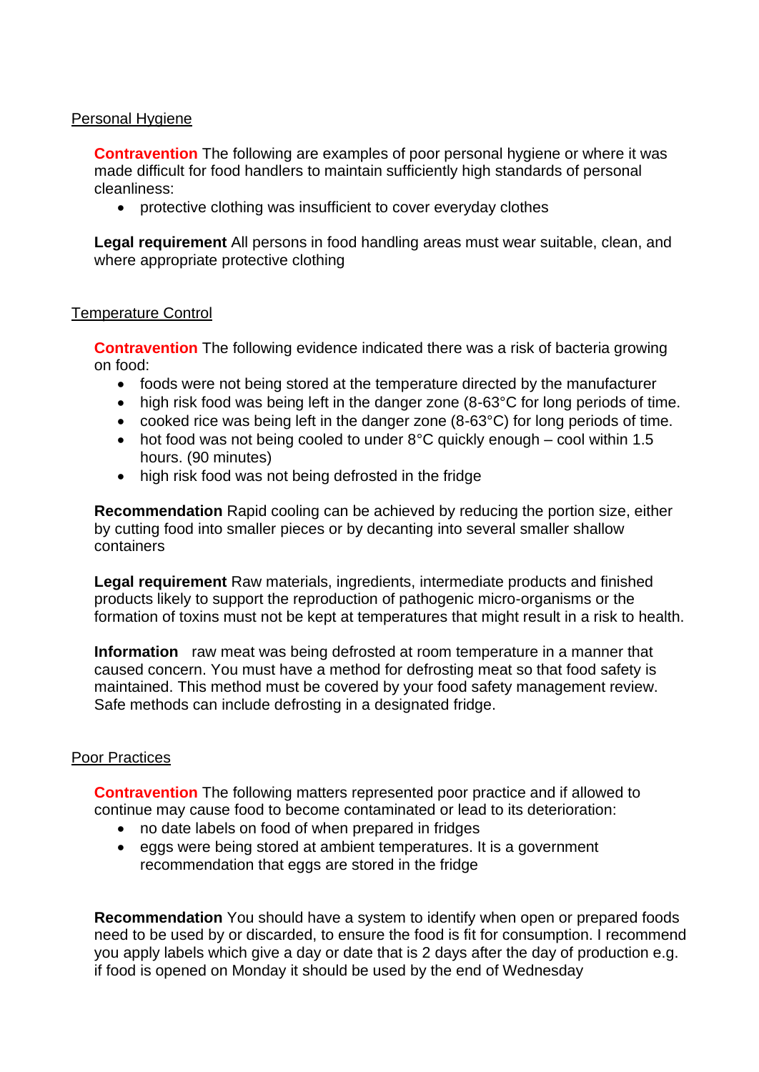## Personal Hygiene

**Contravention** The following are examples of poor personal hygiene or where it was made difficult for food handlers to maintain sufficiently high standards of personal cleanliness:

- protective clothing was insufficient to cover everyday clothes

**Legal requirement** All persons in food handling areas must wear suitable, clean, and where appropriate protective clothing

## Temperature Control

**Contravention** The following evidence indicated there was a risk of bacteria growing on food:

- foods were not being stored at the temperature directed by the manufacturer
- high risk food was being left in the danger zone (8-63°C for long periods of time.
- cooked rice was being left in the danger zone (8-63°C) for long periods of time.
- hot food was not being cooled to under 8°C quickly enough – cool within 1.5 hours. (90 minutes)
- high risk food was not being defrosted in the fridge

**Recommendation** Rapid cooling can be achieved by reducing the portion size, either by cutting food into smaller pieces or by decanting into several smaller shallow containers

**Legal requirement** Raw materials, ingredients, intermediate products and finished products likely to support the reproduction of pathogenic micro-organisms or the formation of toxins must not be kept at temperatures that might result in a risk to health.

**Information** raw meat was being defrosted at room temperature in a manner that caused concern. You must have a method for defrosting meat so that food safety is maintained. This method must be covered by your food safety management review. Safe methods can include defrosting in a designated fridge.

## Poor Practices

**Contravention** The following matters represented poor practice and if allowed to continue may cause food to become contaminated or lead to its deterioration:

- no date labels on food of when prepared in fridges
- eggs were being stored at ambient temperatures. It is a government recommendation that eggs are stored in the fridge

**Recommendation** You should have a system to identify when open or prepared foods need to be used by or discarded, to ensure the food is fit for consumption. I recommend you apply labels which give a day or date that is 2 days after the day of production e.g. if food is opened on Monday it should be used by the end of Wednesday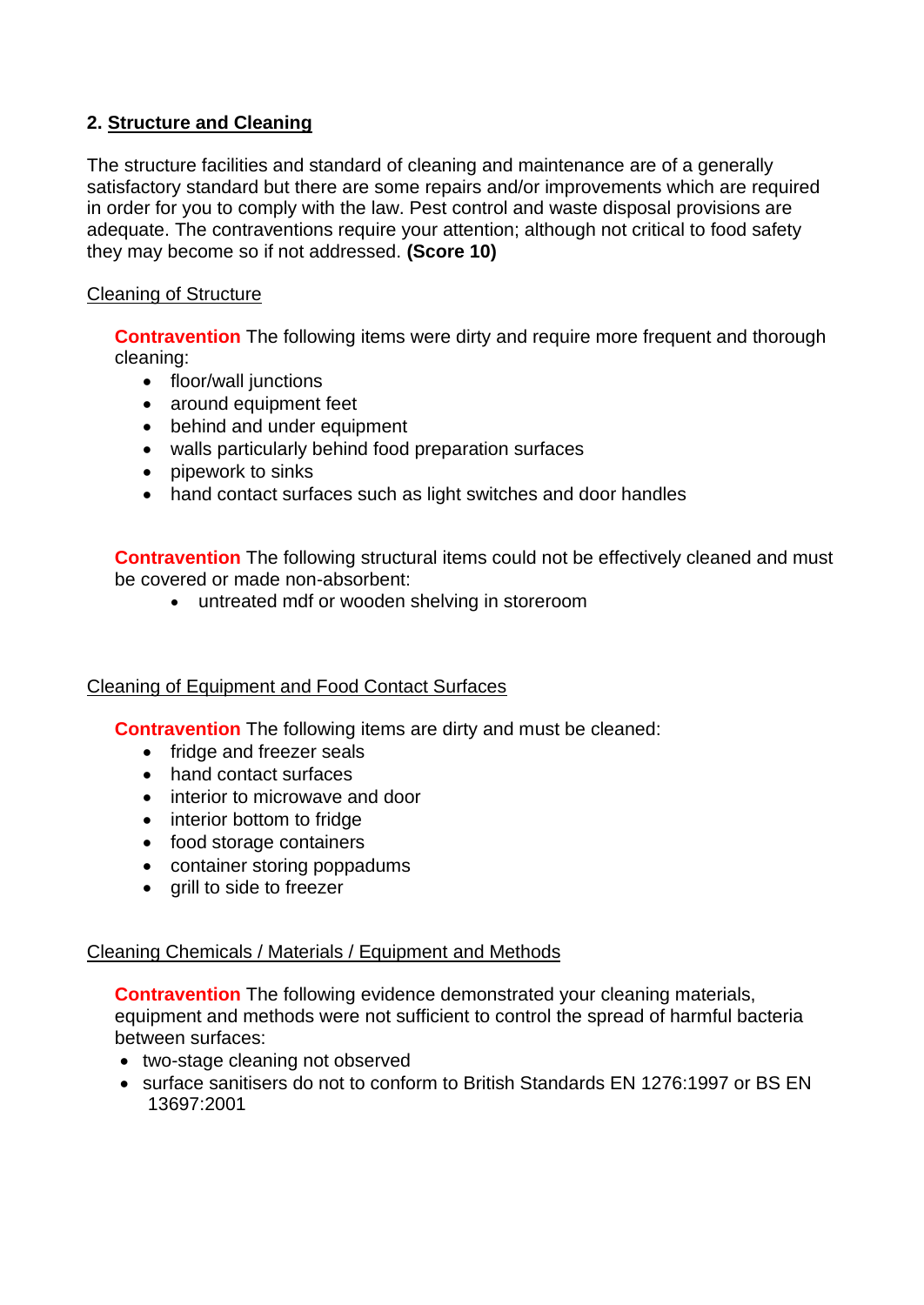## 2. Structure and Cleaning

The structure facilities and standard of cleaning and maintenance are of a generally satisfactory standard but there are some repairs and/or improvements which are required in order for you to comply with the law. Pest control and waste disposal provisions are adequate. The contraventions require your attention; although not critical to food safety they may become so if not addressed. **(Score 10)**

### Cleaning of Structure

**Contravention** The following items were dirty and require more frequent and thorough cleaning:

- floor/wall junctions
- around equipment feet
- behind and under equipment
- walls particularly behind food preparation surfaces
- pipework to sinks
- hand contact surfaces such as light switches and door handles

**Contravention** The following structural items could not be effectively cleaned and must be covered or made non-absorbent:

- untreated mdf or wooden shelving in storeroom

### Cleaning of Equipment and Food Contact Surfaces

**Contravention** The following items are dirty and must be cleaned:

- fridge and freezer seals
- hand contact surfaces
- interior to microwave and door
- interior bottom to fridge
- food storage containers
- container storing poppadums
- grill to side to freezer

### Cleaning Chemicals / Materials / Equipment and Methods

**Contravention** The following evidence demonstrated your cleaning materials, equipment and methods were not sufficient to control the spread of harmful bacteria between surfaces:

- two-stage cleaning not observed
- surface sanitisers do not to conform to British Standards EN 1276:1997 or BS EN 13697:2001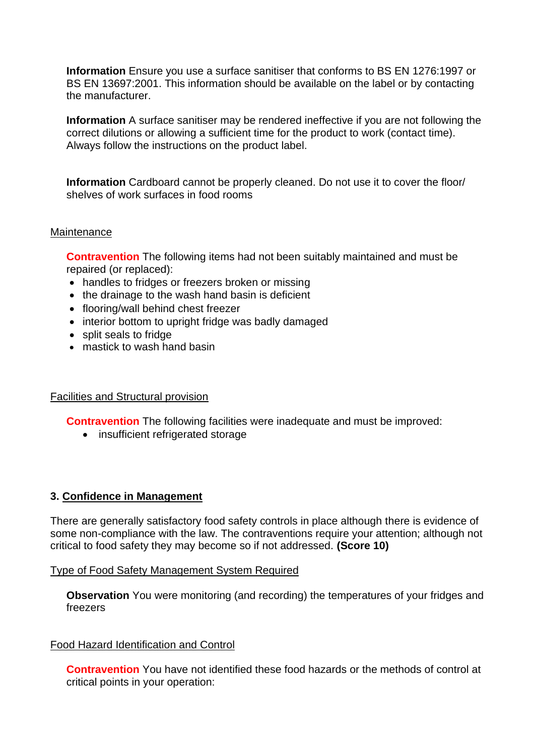**Information** Ensure you use a surface sanitiser that conforms to BS EN 1276:1997 or BS EN 13697:2001. This information should be available on the label or by contacting the manufacturer.

**Information** A surface sanitiser may be rendered ineffective if you are not following the correct dilutions or allowing a sufficient time for the product to work (contact time). Always follow the instructions on the product label.

**Information** Cardboard cannot be properly cleaned. Do not use it to cover the floor/ shelves of work surfaces in food rooms

Maintenance

**Contravention** The following items had not been suitably maintained and must be repaired (or replaced):

- handles to fridges or freezers broken or missing
- the drainage to the wash hand basin is deficient
- flooring/wall behind chest freezer
- interior bottom to upright fridge was badly damaged
- split seals to fridge
- mastick to wash hand basin

Facilities and Structural provision

**Contravention** The following facilities were inadequate and must be improved:

- insufficient refrigerated storage

## 3. Confidence in Management

There are generally satisfactory food safety controls in place although there is evidence of some non-compliance with the law. The contraventions require your attention; although not critical to food safety they may become so if not addressed. **(Score 10)**

Type of Food Safety Management System Required

**Observation** You were monitoring (and recording) the temperatures of your fridges and freezers

Food Hazard Identification and Control

**Contravention** You have not identified these food hazards or the methods of control at critical points in your operation: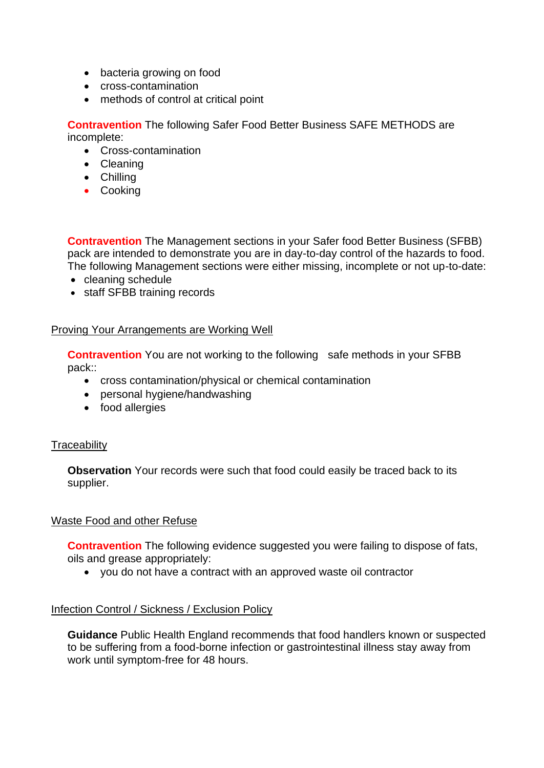- bacteria growing on food
- cross-contamination
- methods of control at critical point

**Contravention** The following Safer Food Better Business SAFE METHODS are incomplete:

- Cross-contamination
- Cleaning
- Chilling
- Cooking

**Contravention** The Management sections in your Safer food Better Business (SFBB) pack are intended to demonstrate you are in day-to-day control of the hazards to food. The following Management sections were either missing, incomplete or not up-to-date:

- cleaning schedule
- staff SFBB training records

Proving Your Arrangements are Working Well

**Contravention** You are not working to the following safe methods in your SFBB pack::

- cross contamination/physical or chemical contamination
- personal hygiene/handwashing
- food allergies

Traceability

**Observation** Your records were such that food could easily be traced back to its supplier.

Waste Food and other Refuse

**Contravention** The following evidence suggested you were failing to dispose of fats, oils and grease appropriately:

- you do not have a contract with an approved waste oil contractor

Infection Control / Sickness / Exclusion Policy

**Guidance** Public Health England recommends that food handlers known or suspected to be suffering from a food-borne infection or gastrointestinal illness stay away from work until symptom-free for 48 hours.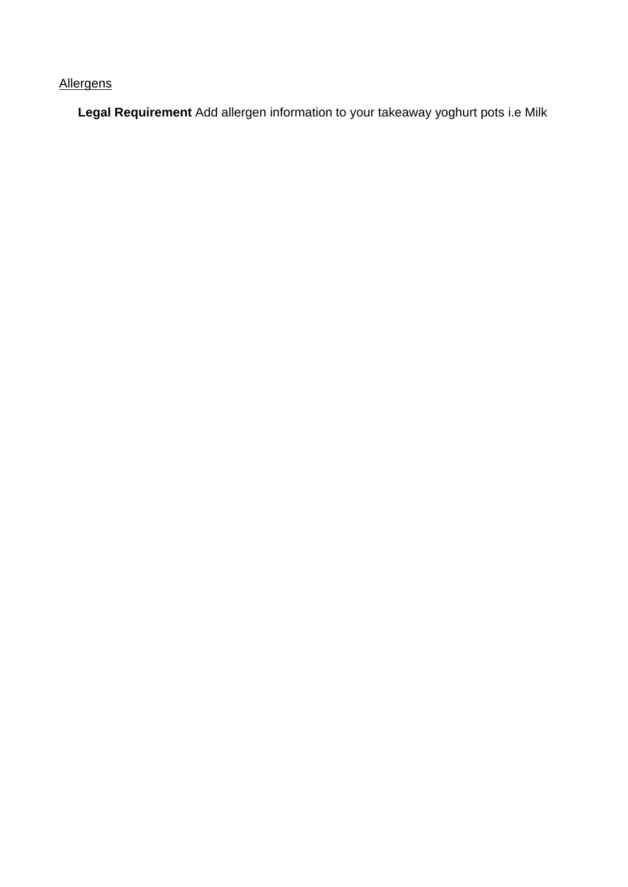<u>Allergens</u>

**Legal Requirement** Add allergen information to your takeaway yoghurt pots i.e Milk